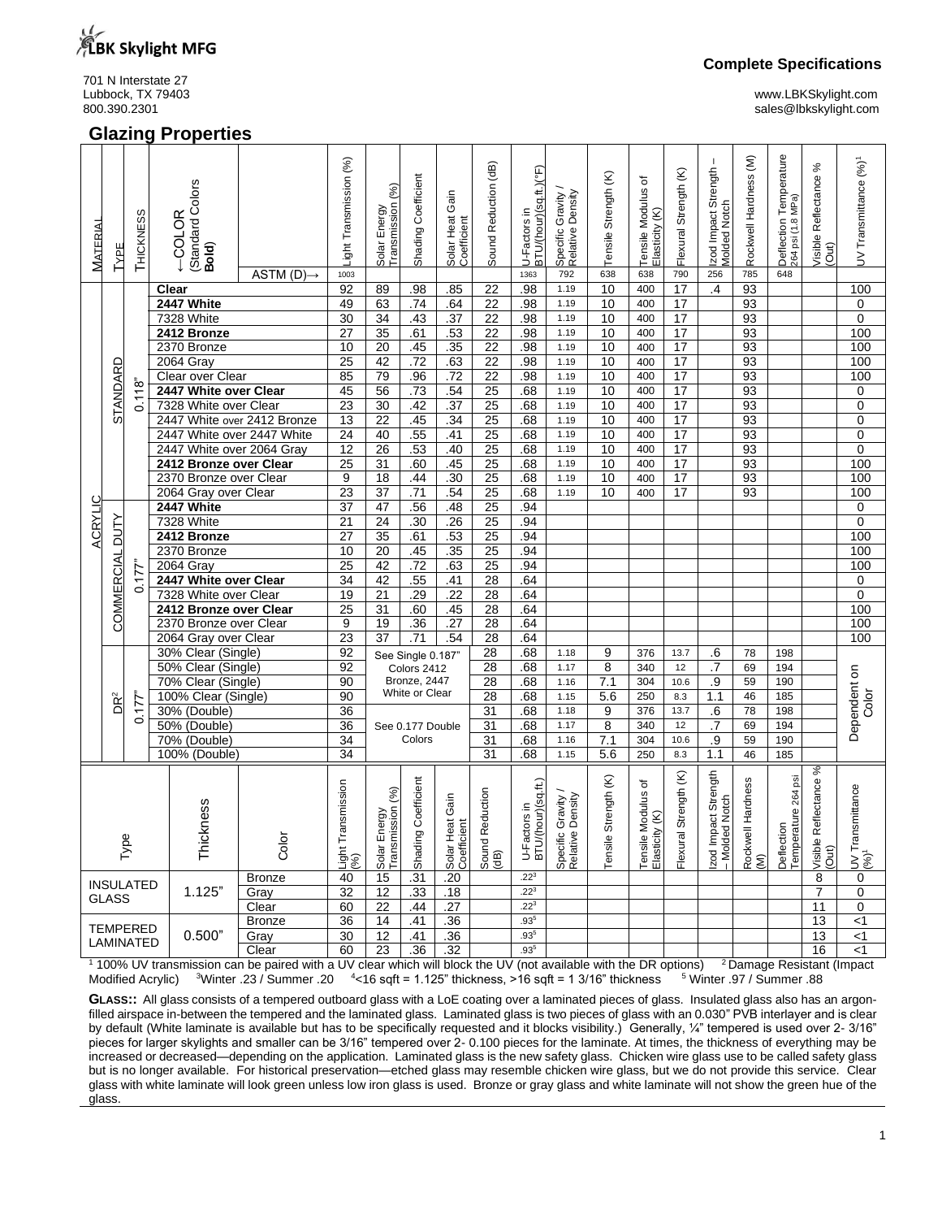LBK Skylight MFG

701 N Interstate 27
Lubbock, TX 79403
800.390.2301

**Complete Specifications**

www.LBKSkylight.com
sales@lbkskylight.com

## Glazing Properties

| Material | Type | Thickness | ←COLOR (Standard Colors **Bold**) | Light Transmission (%) | Solar Energy Transmission (%) | Shading Coefficient | Solar Heat Gain Coefficient | Sound Reduction (dB) | U-Factors in BTU/(hour)(sq.ft.)(°F) | Specific Gravity / Relative Density | Tensile Strength (K) | Tensile Modulus of Elasticity (K) | Flexural Strength (K) | Izod Impact Strength – Molded Notch | Rockwell Hardness (M) | Deflection Temperature 264 psi (1.8 MPa) | Visible Reflectance % (Out) | UV Transmittance (%)[1] |
|---|---|---|---|---|---|---|---|---|---|---|---|---|---|---|---|---|---|---|
| | | | ASTM (D)→ | 1003 | | | | | 1363 | 792 | 638 | 638 | 790 | 256 | 785 | 648 | | |
| ACRYLIC | STANDARD | 0.118" | **Clear** | 92 | 89 | .98 | .85 | 22 | .98 | 1.19 | 10 | 400 | 17 | .4 | 93 | | | 100 |
| | | | **2447 White** | 49 | 63 | .74 | .64 | 22 | .98 | 1.19 | 10 | 400 | 17 | | 93 | | | 0 |
| | | | 7328 White | 30 | 34 | .43 | .37 | 22 | .98 | 1.19 | 10 | 400 | 17 | | 93 | | | 0 |
| | | | **2412 Bronze** | 27 | 35 | .61 | .53 | 22 | .98 | 1.19 | 10 | 400 | 17 | | 93 | | | 100 |
| | | | 2370 Bronze | 10 | 20 | .45 | .35 | 22 | .98 | 1.19 | 10 | 400 | 17 | | 93 | | | 100 |
| | | | 2064 Gray | 25 | 42 | .72 | .63 | 22 | .98 | 1.19 | 10 | 400 | 17 | | 93 | | | 100 |
| | | | Clear over Clear | 85 | 79 | .96 | .72 | 22 | .98 | 1.19 | 10 | 400 | 17 | | 93 | | | 100 |
| | | | **2447 White over Clear** | 45 | 56 | .73 | .54 | 25 | .68 | 1.19 | 10 | 400 | 17 | | 93 | | | 0 |
| | | | 7328 White over Clear | 23 | 30 | .42 | .37 | 25 | .68 | 1.19 | 10 | 400 | 17 | | 93 | | | 0 |
| | | | 2447 White over 2412 Bronze | 13 | 22 | .45 | .34 | 25 | .68 | 1.19 | 10 | 400 | 17 | | 93 | | | 0 |
| | | | 2447 White over 2447 White | 24 | 40 | .55 | .41 | 25 | .68 | 1.19 | 10 | 400 | 17 | | 93 | | | 0 |
| | | | 2447 White over 2064 Gray | 12 | 26 | .53 | .40 | 25 | .68 | 1.19 | 10 | 400 | 17 | | 93 | | | 0 |
| | | | **2412 Bronze over Clear** | 25 | 31 | .60 | .45 | 25 | .68 | 1.19 | 10 | 400 | 17 | | 93 | | | 100 |
| | | | 2370 Bronze over Clear | 9 | 18 | .44 | .30 | 25 | .68 | 1.19 | 10 | 400 | 17 | | 93 | | | 100 |
| | | | 2064 Gray over Clear | 23 | 37 | .71 | .54 | 25 | .68 | 1.19 | 10 | 400 | 17 | | 93 | | | 100 |
| | COMMERCIAL DUTY | 0.177" | **2447 White** | 37 | 47 | .56 | .48 | 25 | .94 | | | | | | | | | 0 |
| | | | 7328 White | 21 | 24 | .30 | .26 | 25 | .94 | | | | | | | | | 0 |
| | | | **2412 Bronze** | 27 | 35 | .61 | .53 | 25 | .94 | | | | | | | | | 100 |
| | | | 2370 Bronze | 10 | 20 | .45 | .35 | 25 | .94 | | | | | | | | | 100 |
| | | | 2064 Gray | 25 | 42 | .72 | .63 | 25 | .94 | | | | | | | | | 100 |
| | | | **2447 White over Clear** | 34 | 42 | .55 | .41 | 28 | .64 | | | | | | | | | 0 |
| | | | 7328 White over Clear | 19 | 21 | .29 | .22 | 28 | .64 | | | | | | | | | 0 |
| | | | **2412 Bronze over Clear** | 25 | 31 | .60 | .45 | 28 | .64 | | | | | | | | | 100 |
| | | | 2370 Bronze over Clear | 9 | 19 | .36 | .27 | 28 | .64 | | | | | | | | | 100 |
| | | | 2064 Gray over Clear | 23 | 37 | .71 | .54 | 28 | .64 | | | | | | | | | 100 |
| | DR[2] | 0.177" | 30% Clear (Single) | 92 | See Single 0.187" Colors 2412 Bronze, 2447 White or Clear | | | 28 | .68 | 1.18 | 9 | 376 | 13.7 | .6 | 78 | 198 | | Dependent on Color |
| | | | 50% Clear (Single) | 92 | | | | 28 | .68 | 1.17 | 8 | 340 | 12 | .7 | 69 | 194 | | |
| | | | 70% Clear (Single) | 90 | | | | 28 | .68 | 1.16 | 7.1 | 304 | 10.6 | .9 | 59 | 190 | | |
| | | | 100% Clear (Single) | 90 | | | | 28 | .68 | 1.15 | 5.6 | 250 | 8.3 | 1.1 | 46 | 185 | | |
| | | | 30% (Double) | 36 | See 0.177 Double Colors | | | 31 | .68 | 1.18 | 9 | 376 | 13.7 | .6 | 78 | 198 | | |
| | | | 50% (Double) | 36 | | | | 31 | .68 | 1.17 | 8 | 340 | 12 | .7 | 69 | 194 | | |
| | | | 70% (Double) | 34 | | | | 31 | .68 | 1.16 | 7.1 | 304 | 10.6 | .9 | 59 | 190 | | |
| | | | 100% (Double) | 34 | | | | 31 | .68 | 1.15 | 5.6 | 250 | 8.3 | 1.1 | 46 | 185 | | |

| Type | Thickness | Color | Light Transmission (%) | Solar Energy Transmission (%) | Shading Coefficient | Solar Heat Gain Coefficient | Sound Reduction (dB) | U-Factors in BTU/(hour)(sq.ft.) | Specific Gravity / Relative Density | Tensile Strength (K) | Tensile Modulus of Elasticity (K) | Flexural Strength (K) | Izod Impact Strength – Molded Notch | Rockwell Hardness (M) | Deflection Temperature 264 psi | Visible Reflectance % (Out) | UV Transmittance (%)[1] |
|---|---|---|---|---|---|---|---|---|---|---|---|---|---|---|---|---|---|
| INSULATED GLASS | 1.125" | Bronze | 40 | 15 | .31 | .20 | | .22[3] | | | | | | | | 8 | 0 |
| | | Gray | 32 | 12 | .33 | .18 | | .22[3] | | | | | | | | 7 | 0 |
| | | Clear | 60 | 22 | .44 | .27 | | .22[3] | | | | | | | | 11 | 0 |
| TEMPERED LAMINATED | 0.500" | Bronze | 36 | 14 | .41 | .36 | | .93[5] | | | | | | | | 13 | <1 |
| | | Gray | 30 | 12 | .41 | .36 | | .93[5] | | | | | | | | 13 | <1 |
| | | Clear | 60 | 23 | .36 | .32 | | .93[5] | | | | | | | | 16 | <1 |

[1] 100% UV transmission can be paired with a UV clear which will block the UV (not available with the DR options) [2] Damage Resistant (Impact Modified Acrylic) [3] Winter .23 / Summer .20 [4] <16 sqft = 1.125" thickness, >16 sqft = 1 3/16" thickness [5] Winter .97 / Summer .88

**GLASS::** All glass consists of a tempered outboard glass with a LoE coating over a laminated pieces of glass. Insulated glass also has an argon-filled airspace in-between the tempered and the laminated glass. Laminated glass is two pieces of glass with an 0.030" PVB interlayer and is clear by default (White laminate is available but has to be specifically requested and it blocks visibility.) Generally, ¼" tempered is used over 2- 3/16" pieces for larger skylights and smaller can be 3/16" tempered over 2- 0.100 pieces for the laminate. At times, the thickness of everything may be increased or decreased—depending on the application. Laminated glass is the new safety glass. Chicken wire glass use to be called safety glass but is no longer available. For historical preservation—etched glass may resemble chicken wire glass, but we do not provide this service. Clear glass with white laminate will look green unless low iron glass is used. Bronze or gray glass and white laminate will not show the green hue of the glass.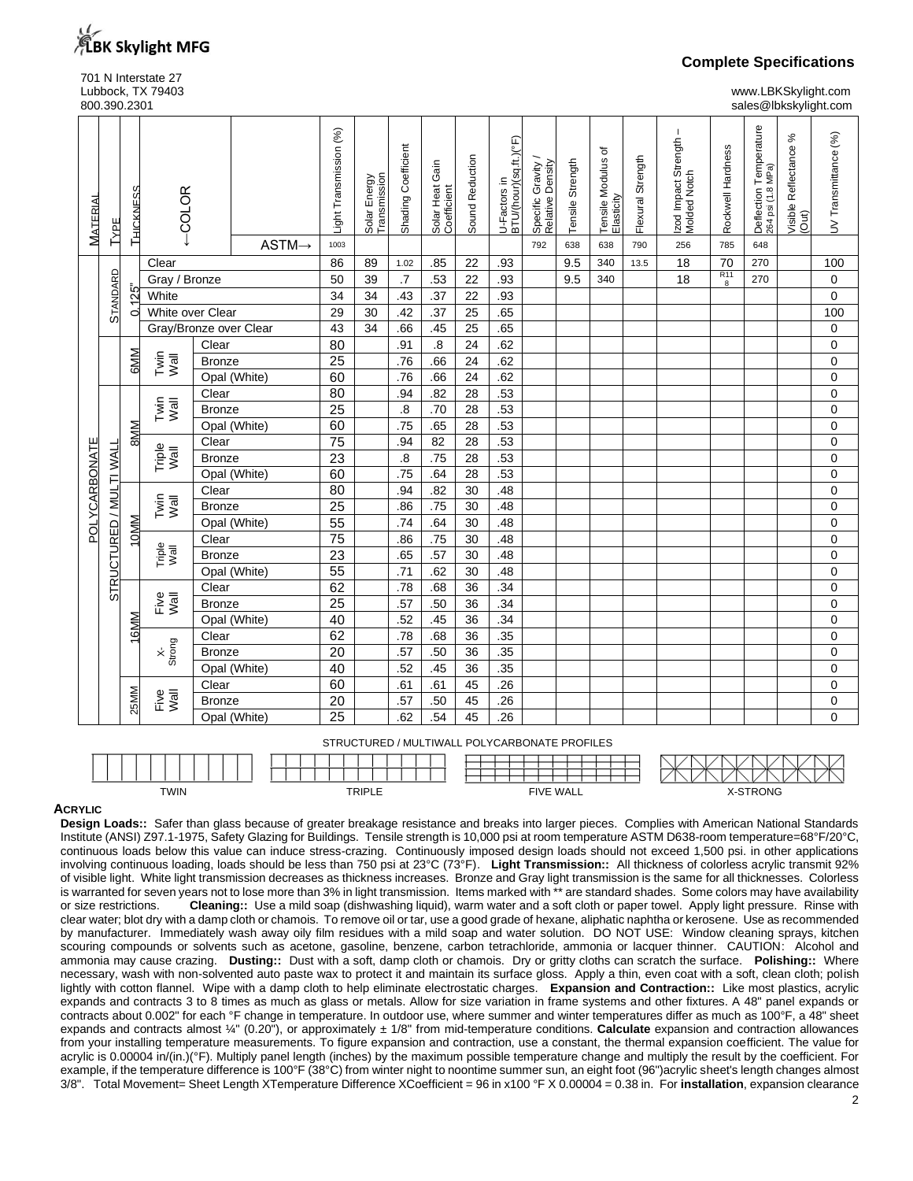LBK Skylight MFG

701 N Interstate 27
Lubbock, TX 79403
800.390.2301

## Complete Specifications

www.LBKSkylight.com
sales@lbkskylight.com

| Material | Type | Thickness | ←Color | | Light Transmission (%) | Solar Energy Transmission | Shading Coefficient | Solar Heat Gain Coefficient | Sound Reduction | U-Factors in BTU/(hour)(sq.ft.)(°F) | Specific Gravity / Relative Density | Tensile Strength | Tensile Modulus of Elasticity | Flexural Strength | Izod Impact Strength – Molded Notch | Rockwell Hardness | Deflection Temperature 264 psi (1.8 MPa) | Visible Reflectance % (Out) | UV Transmittance (%) |
|---|---|---|---|---|---|---|---|---|---|---|---|---|---|---|---|---|---|---|---|
| | | | | ASTM→ | 1003 | | | | | | 792 | 638 | 638 | 790 | 256 | 785 | 648 | | |
| POLYCARBONATE | STANDARD | 0.125" | Clear | | 86 | 89 | 1.02 | .85 | 22 | .93 | | 9.5 | 340 | 13.5 | 18 | 70 | 270 | | 100 |
| | | | Gray / Bronze | | 50 | 39 | .7 | .53 | 22 | .93 | | 9.5 | 340 | | 18 | R118 | 270 | | 0 |
| | | | White | | 34 | 34 | .43 | .37 | 22 | .93 | | | | | | | | | 0 |
| | | | White over Clear | | 29 | 30 | .42 | .37 | 25 | .65 | | | | | | | | | 100 |
| | | | Gray/Bronze over Clear | | 43 | 34 | .66 | .45 | 25 | .65 | | | | | | | | | 0 |
| | STRUCTURED / MULTI WALL | 6MM | Twin Wall | Clear | 80 | | .91 | .8 | 24 | .62 | | | | | | | | | 0 |
| | | | | Bronze | 25 | | .76 | .66 | 24 | .62 | | | | | | | | | 0 |
| | | | | Opal (White) | 60 | | .76 | .66 | 24 | .62 | | | | | | | | | 0 |
| | | 8MM | Twin Wall | Clear | 80 | | .94 | .82 | 28 | .53 | | | | | | | | | 0 |
| | | | | Bronze | 25 | | .8 | .70 | 28 | .53 | | | | | | | | | 0 |
| | | | | Opal (White) | 60 | | .75 | .65 | 28 | .53 | | | | | | | | | 0 |
| | | | Triple Wall | Clear | 75 | | .94 | 82 | 28 | .53 | | | | | | | | | 0 |
| | | | | Bronze | 23 | | .8 | .75 | 28 | .53 | | | | | | | | | 0 |
| | | | | Opal (White) | 60 | | .75 | .64 | 28 | .53 | | | | | | | | | 0 |
| | | 10MM | Twin Wall | Clear | 80 | | .94 | .82 | 30 | .48 | | | | | | | | | 0 |
| | | | | Bronze | 25 | | .86 | .75 | 30 | .48 | | | | | | | | | 0 |
| | | | | Opal (White) | 55 | | .74 | .64 | 30 | .48 | | | | | | | | | 0 |
| | | | Triple Wall | Clear | 75 | | .86 | .75 | 30 | .48 | | | | | | | | | 0 |
| | | | | Bronze | 23 | | .65 | .57 | 30 | .48 | | | | | | | | | 0 |
| | | | | Opal (White) | 55 | | .71 | .62 | 30 | .48 | | | | | | | | | 0 |
| | | 16MM | Five Wall | Clear | 62 | | .78 | .68 | 36 | .34 | | | | | | | | | 0 |
| | | | | Bronze | 25 | | .57 | .50 | 36 | .34 | | | | | | | | | 0 |
| | | | | Opal (White) | 40 | | .52 | .45 | 36 | .34 | | | | | | | | | 0 |
| | | | X-Strong | Clear | 62 | | .78 | .68 | 36 | .35 | | | | | | | | | 0 |
| | | | | Bronze | 20 | | .57 | .50 | 36 | .35 | | | | | | | | | 0 |
| | | | | Opal (White) | 40 | | .52 | .45 | 36 | .35 | | | | | | | | | 0 |
| | | 25MM | Five Wall | Clear | 60 | | .61 | .61 | 45 | .26 | | | | | | | | | 0 |
| | | | | Bronze | 20 | | .57 | .50 | 45 | .26 | | | | | | | | | 0 |
| | | | | Opal (White) | 25 | | .62 | .54 | 45 | .26 | | | | | | | | | 0 |

STRUCTURED / MULTIWALL POLYCARBONATE PROFILES

TWIN — TRIPLE — FIVE WALL — X-STRONG

### Acrylic

**Design Loads::** Safer than glass because of greater breakage resistance and breaks into larger pieces. Complies with American National Standards Institute (ANSI) Z97.1-1975, Safety Glazing for Buildings. Tensile strength is 10,000 psi at room temperature ASTM D638-room temperature=68°F/20°C, continuous loads below this value can induce stress-crazing. Continuously imposed design loads should not exceed 1,500 psi. in other applications involving continuous loading, loads should be less than 750 psi at 23°C (73°F). **Light Transmission::** All thickness of colorless acrylic transmit 92% of visible light. White light transmission decreases as thickness increases. Bronze and Gray light transmission is the same for all thicknesses. Colorless is warranted for seven years not to lose more than 3% in light transmission. Items marked with ** are standard shades. Some colors may have availability or size restrictions. **Cleaning::** Use a mild soap (dishwashing liquid), warm water and a soft cloth or paper towel. Apply light pressure. Rinse with clear water; blot dry with a damp cloth or chamois. To remove oil or tar, use a good grade of hexane, aliphatic naphtha or kerosene. Use as recommended by manufacturer. Immediately wash away oily film residues with a mild soap and water solution. DO NOT USE: Window cleaning sprays, kitchen scouring compounds or solvents such as acetone, gasoline, benzene, carbon tetrachloride, ammonia or lacquer thinner. CAUTION: Alcohol and ammonia may cause crazing. **Dusting::** Dust with a soft, damp cloth or chamois. Dry or gritty cloths can scratch the surface. **Polishing::** Where necessary, wash with non-solvented auto paste wax to protect it and maintain its surface gloss. Apply a thin, even coat with a soft, clean cloth; polish lightly with cotton flannel. Wipe with a damp cloth to help eliminate electrostatic charges. **Expansion and Contraction::** Like most plastics, acrylic expands and contracts 3 to 8 times as much as glass or metals. Allow for size variation in frame systems and other fixtures. A 48" panel expands or contracts about 0.002" for each °F change in temperature. In outdoor use, where summer and winter temperatures differ as much as 100°F, a 48" sheet expands and contracts almost ¼" (0.20"), or approximately ± 1/8" from mid-temperature conditions. **Calculate** expansion and contraction allowances from your installing temperature measurements. To figure expansion and contraction, use a constant, the thermal expansion coefficient. The value for acrylic is 0.00004 in/(in.)(°F). Multiply panel length (inches) by the maximum possible temperature change and multiply the result by the coefficient. For example, if the temperature difference is 100°F (38°C) from winter night to noontime summer sun, an eight foot (96")acrylic sheet's length changes almost 3/8". Total Movement= Sheet Length XTemperature Difference XCoefficient = 96 in x100 °F X 0.00004 = 0.38 in. For **installation**, expansion clearance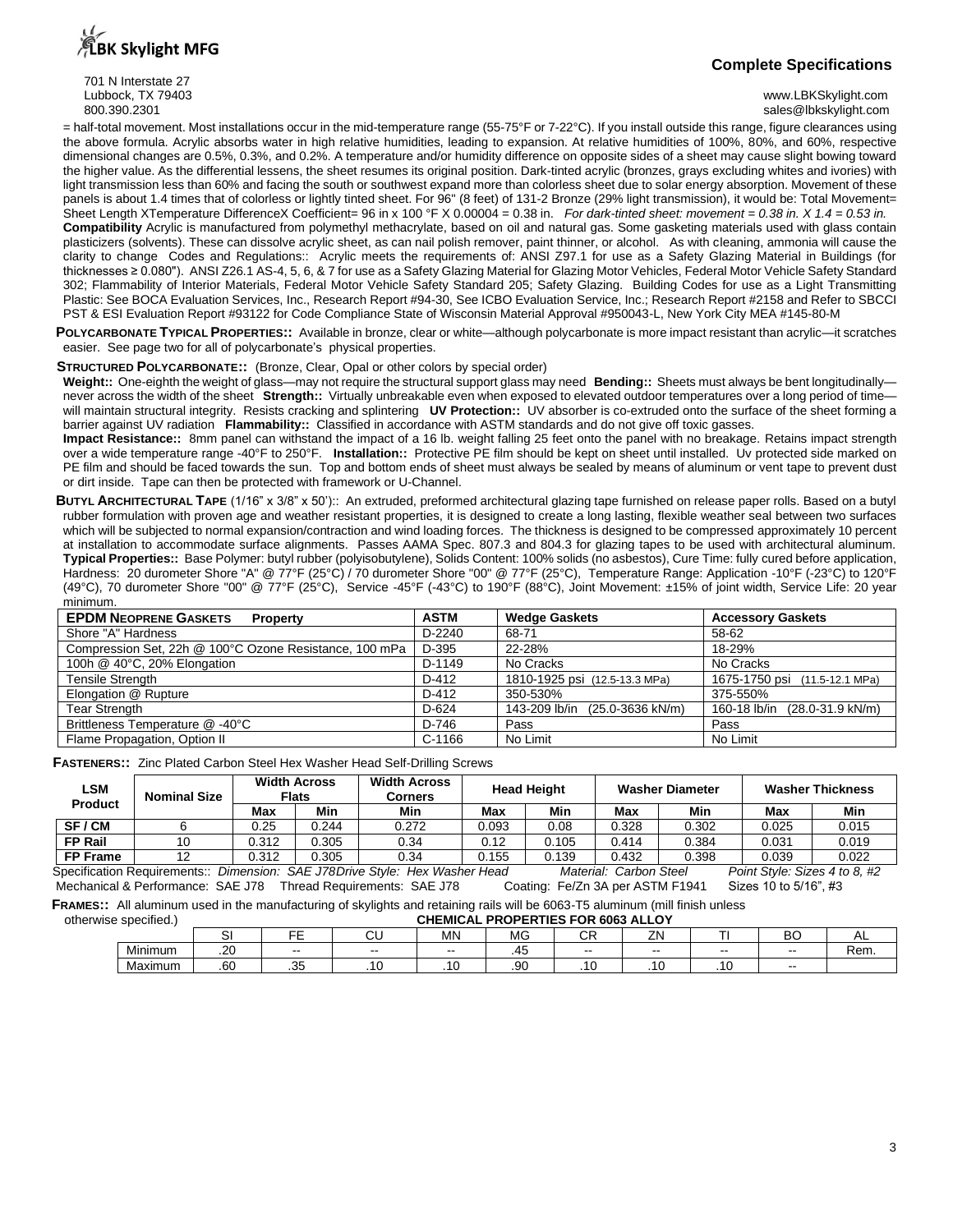= half-total movement. Most installations occur in the mid-temperature range (55-75°F or 7-22°C). If you install outside this range, figure clearances using the above formula. Acrylic absorbs water in high relative humidities, leading to expansion. At relative humidities of 100%, 80%, and 60%, respective dimensional changes are 0.5%, 0.3%, and 0.2%. A temperature and/or humidity difference on opposite sides of a sheet may cause slight bowing toward the higher value. As the differential lessens, the sheet resumes its original position. Dark-tinted acrylic (bronzes, grays excluding whites and ivories) with light transmission less than 60% and facing the south or southwest expand more than colorless sheet due to solar energy absorption. Movement of these panels is about 1.4 times that of colorless or lightly tinted sheet. For 96" (8 feet) of 131-2 Bronze (29% light transmission), it would be: Total Movement= Sheet Length XTemperature DifferenceX Coefficient= 96 in x 100 °F X 0.00004 = 0.38 in. *For dark-tinted sheet: movement = 0.38 in. X 1.4 = 0.53 in.*

**Compatibility** Acrylic is manufactured from polymethyl methacrylate, based on oil and natural gas. Some gasketing materials used with glass contain plasticizers (solvents). These can dissolve acrylic sheet, as can nail polish remover, paint thinner, or alcohol. As with cleaning, ammonia will cause the clarity to change Codes and Regulations:: Acrylic meets the requirements of: ANSI Z97.1 for use as a Safety Glazing Material in Buildings (for thicknesses ≥ 0.080"). ANSI Z26.1 AS-4, 5, 6, & 7 for use as a Safety Glazing Material for Glazing Motor Vehicles, Federal Motor Vehicle Safety Standard 302; Flammability of Interior Materials, Federal Motor Vehicle Safety Standard 205; Safety Glazing. Building Codes for use as a Light Transmitting Plastic: See BOCA Evaluation Services, Inc., Research Report #94-30, See ICBO Evaluation Service, Inc.; Research Report #2158 and Refer to SBCCI PST & ESI Evaluation Report #93122 for Code Compliance State of Wisconsin Material Approval #950043-L, New York City MEA #145-80-M

**POLYCARBONATE TYPICAL PROPERTIES::** Available in bronze, clear or white—although polycarbonate is more impact resistant than acrylic—it scratches easier. See page two for all of polycarbonate's physical properties.

**STRUCTURED POLYCARBONATE::** (Bronze, Clear, Opal or other colors by special order)

**Weight::** One-eighth the weight of glass—may not require the structural support glass may need **Bending::** Sheets must always be bent longitudinally—never across the width of the sheet **Strength::** Virtually unbreakable even when exposed to elevated outdoor temperatures over a long period of time—will maintain structural integrity. Resists cracking and splintering **UV Protection::** UV absorber is co-extruded onto the surface of the sheet forming a barrier against UV radiation **Flammability::** Classified in accordance with ASTM standards and do not give off toxic gasses.

**Impact Resistance::** 8mm panel can withstand the impact of a 16 lb. weight falling 25 feet onto the panel with no breakage. Retains impact strength over a wide temperature range -40°F to 250°F. **Installation::** Protective PE film should be kept on sheet until installed. Uv protected side marked on PE film and should be faced towards the sun. Top and bottom ends of sheet must always be sealed by means of aluminum or vent tape to prevent dust or dirt inside. Tape can then be protected with framework or U-Channel.

**BUTYL ARCHITECTURAL TAPE** (1/16" x 3/8" x 50')::  An extruded, preformed architectural glazing tape furnished on release paper rolls. Based on a butyl rubber formulation with proven age and weather resistant properties, it is designed to create a long lasting, flexible weather seal between two surfaces which will be subjected to normal expansion/contraction and wind loading forces. The thickness is designed to be compressed approximately 10 percent at installation to accommodate surface alignments. Passes AAMA Spec. 807.3 and 804.3 for glazing tapes to be used with architectural aluminum. **Typical Properties::** Base Polymer: butyl rubber (polyisobutylene), Solids Content: 100% solids (no asbestos), Cure Time: fully cured before application, Hardness: 20 durometer Shore "A" @ 77°F (25°C) / 70 durometer Shore "00" @ 77°F (25°C), Temperature Range: Application -10°F (-23°C) to 120°F (49°C), 70 durometer Shore "00" @ 77°F (25°C), Service -45°F (-43°C) to 190°F (88°C), Joint Movement: ±15% of joint width, Service Life: 20 year minimum.

| **EPDM NEOPRENE GASKETS Property** | **ASTM** | **Wedge Gaskets** | **Accessory Gaskets** |
|---|---|---|---|
| Shore "A" Hardness | D-2240 | 68-71 | 58-62 |
| Compression Set, 22h @ 100°C Ozone Resistance, 100 mPa | D-395 | 22-28% | 18-29% |
| 100h @ 40°C, 20% Elongation | D-1149 | No Cracks | No Cracks |
| Tensile Strength | D-412 | 1810-1925 psi (12.5-13.3 MPa) | 1675-1750 psi (11.5-12.1 MPa) |
| Elongation @ Rupture | D-412 | 350-530% | 375-550% |
| Tear Strength | D-624 | 143-209 lb/in (25.0-3636 kN/m) | 160-18 lb/in (28.0-31.9 kN/m) |
| Brittleness Temperature @ -40°C | D-746 | Pass | Pass |
| Flame Propagation, Option II | C-1166 | No Limit | No Limit |

**FASTENERS::** Zinc Plated Carbon Steel Hex Washer Head Self-Drilling Screws

| LSM Product | Nominal Size | Width Across Flats | | Width Across Corners | Head Height | | Washer Diameter | | Washer Thickness | |
|---|---|---|---|---|---|---|---|---|---|---|
| | | Max | Min | Min | Max | Min | Max | Min | Max | Min |
| **SF / CM** | 6 | 0.25 | 0.244 | 0.272 | 0.093 | 0.08 | 0.328 | 0.302 | 0.025 | 0.015 |
| **FP Rail** | 10 | 0.312 | 0.305 | 0.34 | 0.12 | 0.105 | 0.414 | 0.384 | 0.031 | 0.019 |
| **FP Frame** | 12 | 0.312 | 0.305 | 0.34 | 0.155 | 0.139 | 0.432 | 0.398 | 0.039 | 0.022 |

Specification Requirements:: *Dimension: SAE J78Drive Style: Hex Washer Head* *Material: Carbon Steel* *Point Style: Sizes 4 to 8, #2*
Mechanical & Performance: SAE J78 Thread Requirements: SAE J78 Coating: Fe/Zn 3A per ASTM F1941 Sizes 10 to 5/16", #3

**FRAMES::** All aluminum used in the manufacturing of skylights and retaining rails will be 6063-T5 aluminum (mill finish unless otherwise specified.)

**CHEMICAL PROPERTIES FOR 6063 ALLOY**

| | SI | FE | CU | MN | MG | CR | ZN | TI | BO | AL |
|---|---|---|---|---|---|---|---|---|---|---|
| Minimum | .20 | -- | -- | -- | .45 | -- | -- | -- | -- | Rem. |
| Maximum | .60 | .35 | .10 | .10 | .90 | .10 | .10 | .10 | -- | |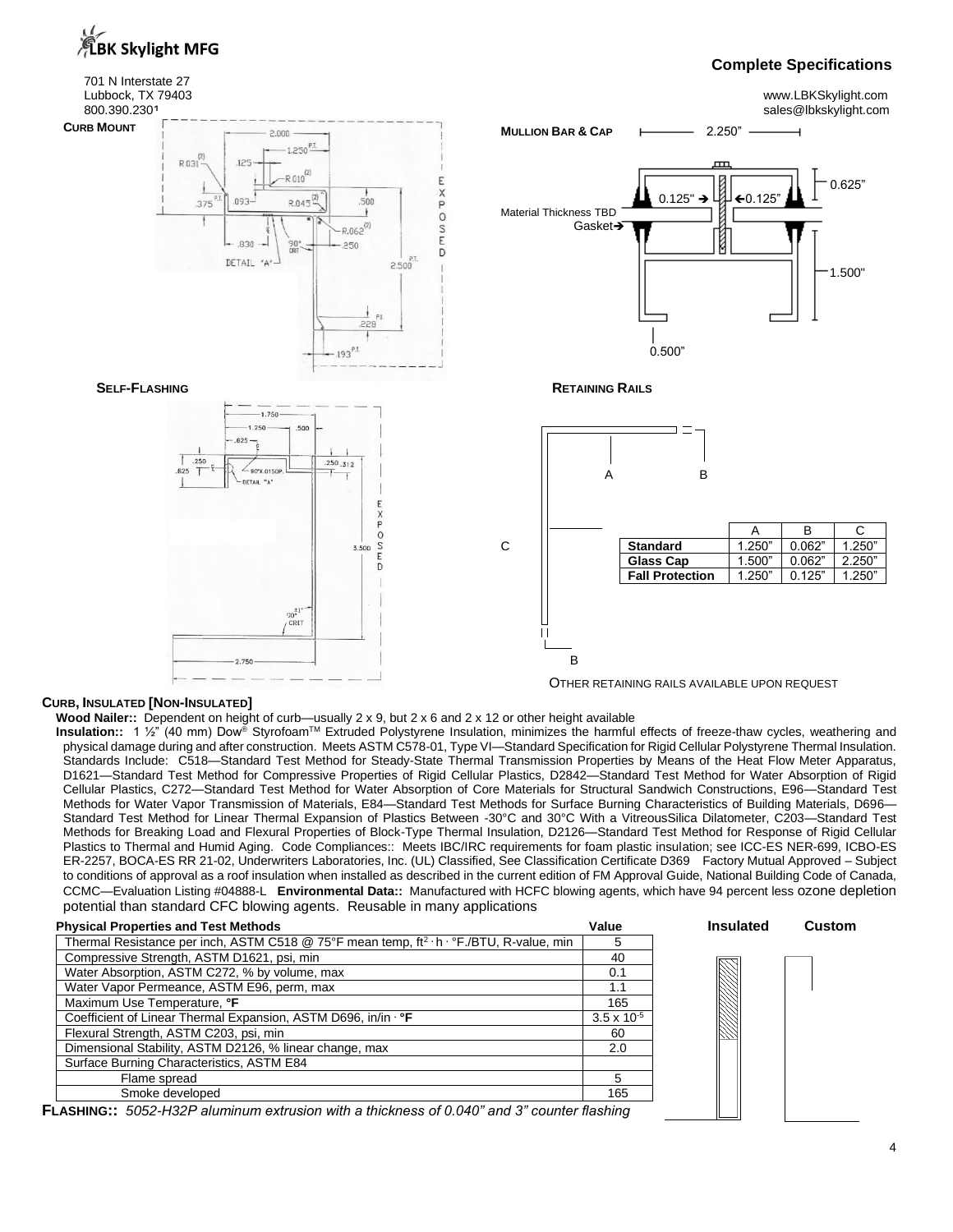LBK Skylight MFG

701 N Interstate 27
Lubbock, TX 79403
800.390.2301

**Complete Specifications**

www.LBKSkylight.com
sales@lbkskylight.com

**CURB MOUNT**

2.000
1.250 P.T.
R.031 (2)
.125
R.010 (2)
.375 P.T.
.093
R.045 (2)
.500
R.062 (2)
.830
90° CRIT
.250
DETAIL "A"
2.500 P.T.
.228 P.I.
.193 P.T.
EXPOSED

**MULLION BAR & CAP**

2.250"
0.625"
0.125"
0.125"
Material Thickness TBD
Gasket
1.500"
0.500"

**SELF-FLASHING**

1.750
1.250
.500
.625
.250
.625
90°X.015OP.
DETAIL "A"
.250 .312
3.500
EXPOSED
90° ±1° CRIT
2.750

**RETAINING RAILS**

A
B
C
B

| | A | B | C |
|---|---|---|---|
| **Standard** | 1.250" | 0.062" | 1.250" |
| **Glass Cap** | 1.500" | 0.062" | 2.250" |
| **Fall Protection** | 1.250" | 0.125" | 1.250" |

OTHER RETAINING RAILS AVAILABLE UPON REQUEST

**CURB, INSULATED [NON-INSULATED]**

**Wood Nailer::** Dependent on height of curb—usually 2 x 9, but 2 x 6 and 2 x 12 or other height available

**Insulation::** 1 ½" (40 mm) Dow® Styrofoam™ Extruded Polystyrene Insulation, minimizes the harmful effects of freeze-thaw cycles, weathering and physical damage during and after construction. Meets ASTM C578-01, Type VI—Standard Specification for Rigid Cellular Polystyrene Thermal Insulation. Standards Include: C518—Standard Test Method for Steady-State Thermal Transmission Properties by Means of the Heat Flow Meter Apparatus, D1621—Standard Test Method for Compressive Properties of Rigid Cellular Plastics, D2842—Standard Test Method for Water Absorption of Rigid Cellular Plastics, C272—Standard Test Method for Water Absorption of Core Materials for Structural Sandwich Constructions, E96—Standard Test Methods for Water Vapor Transmission of Materials, E84—Standard Test Methods for Surface Burning Characteristics of Building Materials, D696—Standard Test Method for Linear Thermal Expansion of Plastics Between -30°C and 30°C With a VitreousSilica Dilatometer, C203—Standard Test Methods for Breaking Load and Flexural Properties of Block-Type Thermal Insulation, D2126—Standard Test Method for Response of Rigid Cellular Plastics to Thermal and Humid Aging. Code Compliances:: Meets IBC/IRC requirements for foam plastic insulation; see ICC-ES NER-699, ICBO-ES ER-2257, BOCA-ES RR 21-02, Underwriters Laboratories, Inc. (UL) Classified, See Classification Certificate D369 Factory Mutual Approved – Subject to conditions of approval as a roof insulation when installed as described in the current edition of FM Approval Guide, National Building Code of Canada, CCMC—Evaluation Listing #04888-L **Environmental Data::** Manufactured with HCFC blowing agents, which have 94 percent less ozone depletion potential than standard CFC blowing agents. Reusable in many applications

| Physical Properties and Test Methods | Value |
|---|---|
| Thermal Resistance per inch, ASTM C518 @ 75°F mean temp, $ft^2 \cdot h \cdot$ °F./BTU, R-value, min | 5 |
| Compressive Strength, ASTM D1621, psi, min | 40 |
| Water Absorption, ASTM C272, % by volume, max | 0.1 |
| Water Vapor Permeance, ASTM E96, perm, max | 1.1 |
| Maximum Use Temperature, °F | 165 |
| Coefficient of Linear Thermal Expansion, ASTM D696, in/in · °F | $3.5 \times 10^{-5}$ |
| Flexural Strength, ASTM C203, psi, min | 60 |
| Dimensional Stability, ASTM D2126, % linear change, max | 2.0 |
| Surface Burning Characteristics, ASTM E84 | |
| Flame spread | 5 |
| Smoke developed | 165 |

Insulated Custom

**FLASHING::** *5052-H32P aluminum extrusion with a thickness of 0.040" and 3" counter flashing*